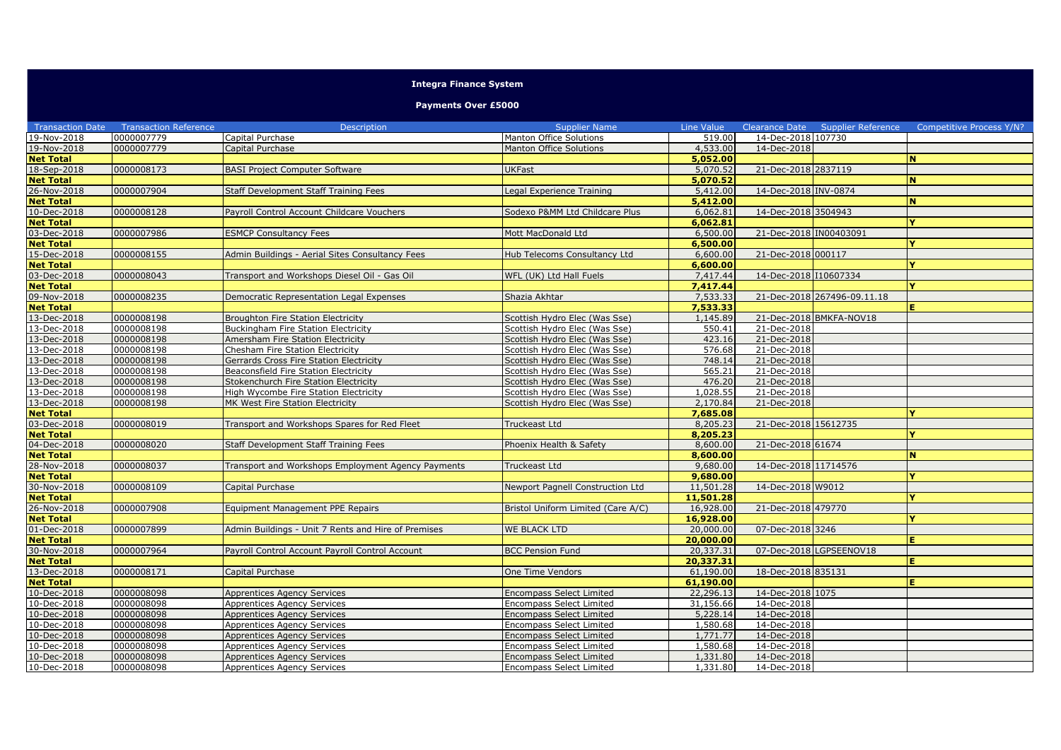**Integra Finance System**

**Payments Over £5000**

| Transaction Date | Transaction Reference | Description | Supplier Name | Line Value | Clearance Date | Supplier Reference | Competitive Process Y/N? |
|---|---|---|---|---|---|---|---|
| 19-Nov-2018 | 0000007779 | Capital Purchase | Manton Office Solutions | 519.00 | 14-Dec-2018 | 107730 | |
| 19-Nov-2018 | 0000007779 | Capital Purchase | Manton Office Solutions | 4,533.00 | 14-Dec-2018 | | |
| **Net Total** | | | | **5,052.00** | | | **N** |
| 18-Sep-2018 | 0000008173 | BASI Project Computer Software | UKFast | 5,070.52 | 21-Dec-2018 | 2837119 | |
| **Net Total** | | | | **5,070.52** | | | **N** |
| 26-Nov-2018 | 0000007904 | Staff Development Staff Training Fees | Legal Experience Training | 5,412.00 | 14-Dec-2018 | INV-0874 | |
| **Net Total** | | | | **5,412.00** | | | **N** |
| 10-Dec-2018 | 0000008128 | Payroll Control Account Childcare Vouchers | Sodexo P&MM Ltd Childcare Plus | 6,062.81 | 14-Dec-2018 | 3504943 | |
| **Net Total** | | | | **6,062.81** | | | **Y** |
| 03-Dec-2018 | 0000007986 | ESMCP Consultancy Fees | Mott MacDonald Ltd | 6,500.00 | 21-Dec-2018 | IN00403091 | |
| **Net Total** | | | | **6,500.00** | | | **Y** |
| 15-Dec-2018 | 0000008155 | Admin Buildings - Aerial Sites Consultancy Fees | Hub Telecoms Consultancy Ltd | 6,600.00 | 21-Dec-2018 | 000117 | |
| **Net Total** | | | | **6,600.00** | | | **Y** |
| 03-Dec-2018 | 0000008043 | Transport and Workshops Diesel Oil - Gas Oil | WFL (UK) Ltd Hall Fuels | 7,417.44 | 14-Dec-2018 | I10607334 | |
| **Net Total** | | | | **7,417.44** | | | **Y** |
| 09-Nov-2018 | 0000008235 | Democratic Representation Legal Expenses | Shazia Akhtar | 7,533.33 | 21-Dec-2018 | 267496-09.11.18 | |
| **Net Total** | | | | **7,533.33** | | | **E** |
| 13-Dec-2018 | 0000008198 | Broughton Fire Station Electricity | Scottish Hydro Elec (Was Sse) | 1,145.89 | 21-Dec-2018 | BMKFA-NOV18 | |
| 13-Dec-2018 | 0000008198 | Buckingham Fire Station Electricity | Scottish Hydro Elec (Was Sse) | 550.41 | 21-Dec-2018 | | |
| 13-Dec-2018 | 0000008198 | Amersham Fire Station Electricity | Scottish Hydro Elec (Was Sse) | 423.16 | 21-Dec-2018 | | |
| 13-Dec-2018 | 0000008198 | Chesham Fire Station Electricity | Scottish Hydro Elec (Was Sse) | 576.68 | 21-Dec-2018 | | |
| 13-Dec-2018 | 0000008198 | Gerrards Cross Fire Station Electricity | Scottish Hydro Elec (Was Sse) | 748.14 | 21-Dec-2018 | | |
| 13-Dec-2018 | 0000008198 | Beaconsfield Fire Station Electricity | Scottish Hydro Elec (Was Sse) | 565.21 | 21-Dec-2018 | | |
| 13-Dec-2018 | 0000008198 | Stokenchurch Fire Station Electricity | Scottish Hydro Elec (Was Sse) | 476.20 | 21-Dec-2018 | | |
| 13-Dec-2018 | 0000008198 | High Wycombe Fire Station Electricity | Scottish Hydro Elec (Was Sse) | 1,028.55 | 21-Dec-2018 | | |
| 13-Dec-2018 | 0000008198 | MK West Fire Station Electricity | Scottish Hydro Elec (Was Sse) | 2,170.84 | 21-Dec-2018 | | |
| **Net Total** | | | | **7,685.08** | | | **Y** |
| 03-Dec-2018 | 0000008019 | Transport and Workshops Spares for Red Fleet | Truckeast Ltd | 8,205.23 | 21-Dec-2018 | 15612735 | |
| **Net Total** | | | | **8,205.23** | | | **Y** |
| 04-Dec-2018 | 0000008020 | Staff Development Staff Training Fees | Phoenix Health & Safety | 8,600.00 | 21-Dec-2018 | 61674 | |
| **Net Total** | | | | **8,600.00** | | | **N** |
| 28-Nov-2018 | 0000008037 | Transport and Workshops Employment Agency Payments | Truckeast Ltd | 9,680.00 | 14-Dec-2018 | 11714576 | |
| **Net Total** | | | | **9,680.00** | | | **Y** |
| 30-Nov-2018 | 0000008109 | Capital Purchase | Newport Pagnell Construction Ltd | 11,501.28 | 14-Dec-2018 | W9012 | |
| **Net Total** | | | | **11,501.28** | | | **Y** |
| 26-Nov-2018 | 0000007908 | Equipment Management PPE Repairs | Bristol Uniform Limited (Care A/C) | 16,928.00 | 21-Dec-2018 | 479770 | |
| **Net Total** | | | | **16,928.00** | | | **Y** |
| 01-Dec-2018 | 0000007899 | Admin Buildings - Unit 7 Rents and Hire of Premises | WE BLACK LTD | 20,000.00 | 07-Dec-2018 | 3246 | |
| **Net Total** | | | | **20,000.00** | | | **E** |
| 30-Nov-2018 | 0000007964 | Payroll Control Account Payroll Control Account | BCC Pension Fund | 20,337.31 | 07-Dec-2018 | LGPSEENOV18 | |
| **Net Total** | | | | **20,337.31** | | | **E** |
| 13-Dec-2018 | 0000008171 | Capital Purchase | One Time Vendors | 61,190.00 | 18-Dec-2018 | 835131 | |
| **Net Total** | | | | **61,190.00** | | | **E** |
| 10-Dec-2018 | 0000008098 | Apprentices Agency Services | Encompass Select Limited | 22,296.13 | 14-Dec-2018 | 1075 | |
| 10-Dec-2018 | 0000008098 | Apprentices Agency Services | Encompass Select Limited | 31,156.66 | 14-Dec-2018 | | |
| 10-Dec-2018 | 0000008098 | Apprentices Agency Services | Encompass Select Limited | 5,228.14 | 14-Dec-2018 | | |
| 10-Dec-2018 | 0000008098 | Apprentices Agency Services | Encompass Select Limited | 1,580.68 | 14-Dec-2018 | | |
| 10-Dec-2018 | 0000008098 | Apprentices Agency Services | Encompass Select Limited | 1,771.77 | 14-Dec-2018 | | |
| 10-Dec-2018 | 0000008098 | Apprentices Agency Services | Encompass Select Limited | 1,580.68 | 14-Dec-2018 | | |
| 10-Dec-2018 | 0000008098 | Apprentices Agency Services | Encompass Select Limited | 1,331.80 | 14-Dec-2018 | | |
| 10-Dec-2018 | 0000008098 | Apprentices Agency Services | Encompass Select Limited | 1,331.80 | 14-Dec-2018 | | |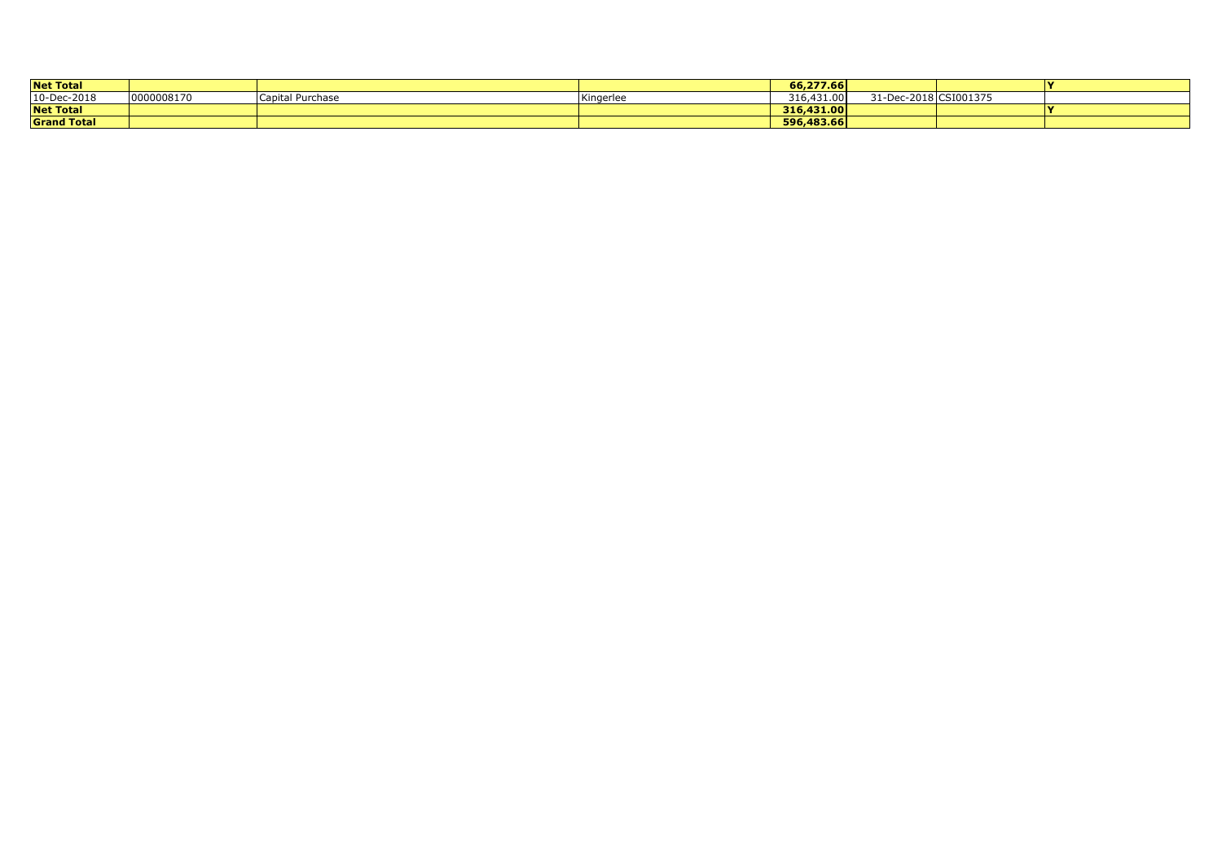| | | | | | | | |
|---|---|---|---|---|---|---|---|
| **Net Total** | | | | **66,277.66** | | | **Y** |
| 10-Dec-2018 | 0000008170 | Capital Purchase | Kingerlee | 316,431.00 | 31-Dec-2018 | CSI001375 | |
| **Net Total** | | | | **316,431.00** | | | **Y** |
| **Grand Total** | | | | **596,483.66** | | | |